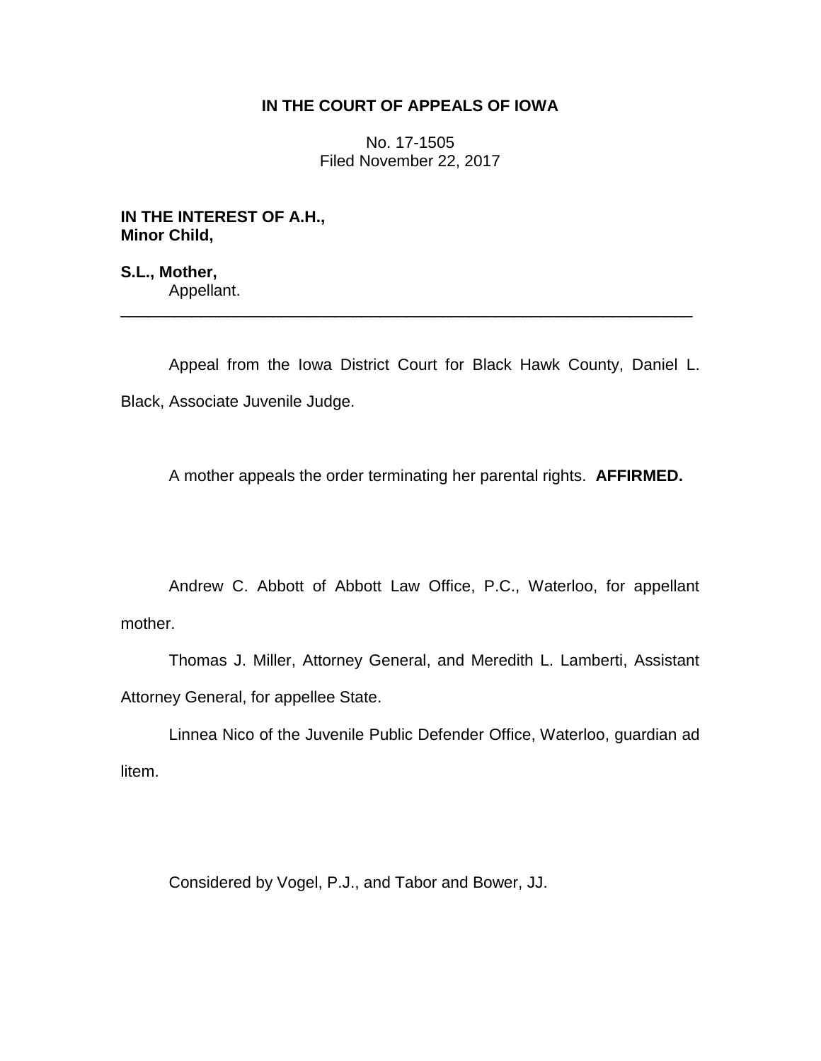**IN THE COURT OF APPEALS OF IOWA**

No. 17-1505
Filed November 22, 2017

**IN THE INTEREST OF A.H., Minor Child,**

**S.L., Mother,**
Appellant.

---

Appeal from the Iowa District Court for Black Hawk County, Daniel L. Black, Associate Juvenile Judge.

A mother appeals the order terminating her parental rights. **AFFIRMED.**

Andrew C. Abbott of Abbott Law Office, P.C., Waterloo, for appellant mother.

Thomas J. Miller, Attorney General, and Meredith L. Lamberti, Assistant Attorney General, for appellee State.

Linnea Nico of the Juvenile Public Defender Office, Waterloo, guardian ad litem.

Considered by Vogel, P.J., and Tabor and Bower, JJ.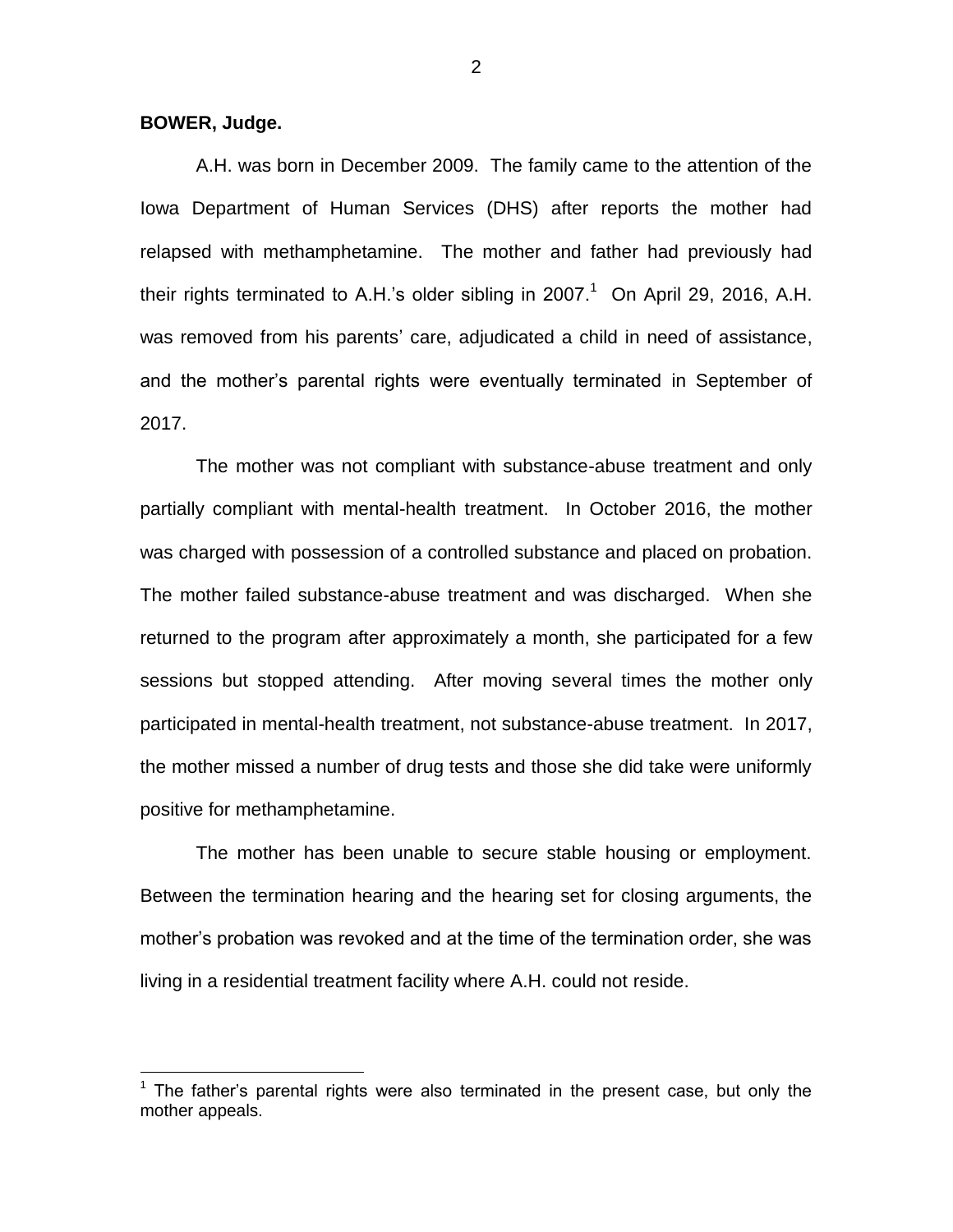**BOWER, Judge.**

A.H. was born in December 2009. The family came to the attention of the Iowa Department of Human Services (DHS) after reports the mother had relapsed with methamphetamine. The mother and father had previously had their rights terminated to A.H.'s older sibling in 2007.[1] On April 29, 2016, A.H. was removed from his parents' care, adjudicated a child in need of assistance, and the mother's parental rights were eventually terminated in September of 2017.

The mother was not compliant with substance-abuse treatment and only partially compliant with mental-health treatment. In October 2016, the mother was charged with possession of a controlled substance and placed on probation. The mother failed substance-abuse treatment and was discharged. When she returned to the program after approximately a month, she participated for a few sessions but stopped attending. After moving several times the mother only participated in mental-health treatment, not substance-abuse treatment. In 2017, the mother missed a number of drug tests and those she did take were uniformly positive for methamphetamine.

The mother has been unable to secure stable housing or employment. Between the termination hearing and the hearing set for closing arguments, the mother's probation was revoked and at the time of the termination order, she was living in a residential treatment facility where A.H. could not reside.

[1] The father's parental rights were also terminated in the present case, but only the mother appeals.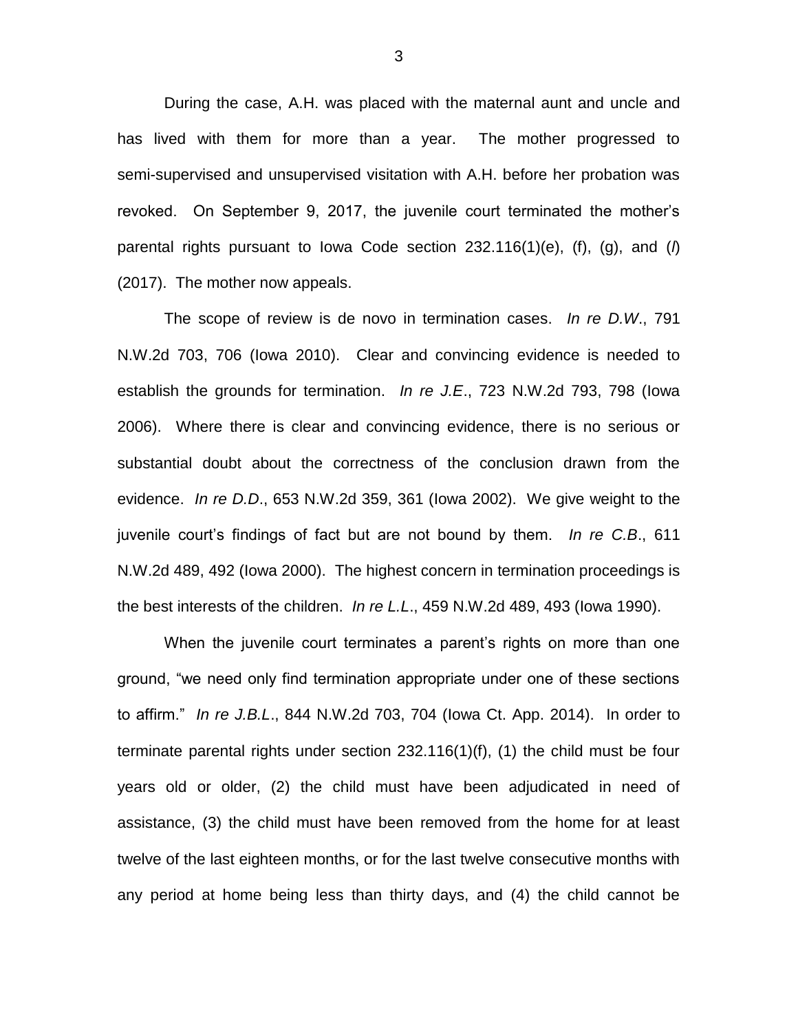During the case, A.H. was placed with the maternal aunt and uncle and has lived with them for more than a year. The mother progressed to semi-supervised and unsupervised visitation with A.H. before her probation was revoked. On September 9, 2017, the juvenile court terminated the mother's parental rights pursuant to Iowa Code section 232.116(1)(e), (f), (g), and (*l*) (2017). The mother now appeals.

The scope of review is de novo in termination cases. *In re D.W.*, 791 N.W.2d 703, 706 (Iowa 2010). Clear and convincing evidence is needed to establish the grounds for termination. *In re J.E.*, 723 N.W.2d 793, 798 (Iowa 2006). Where there is clear and convincing evidence, there is no serious or substantial doubt about the correctness of the conclusion drawn from the evidence. *In re D.D.*, 653 N.W.2d 359, 361 (Iowa 2002). We give weight to the juvenile court's findings of fact but are not bound by them. *In re C.B.*, 611 N.W.2d 489, 492 (Iowa 2000). The highest concern in termination proceedings is the best interests of the children. *In re L.L.*, 459 N.W.2d 489, 493 (Iowa 1990).

When the juvenile court terminates a parent's rights on more than one ground, "we need only find termination appropriate under one of these sections to affirm." *In re J.B.L.*, 844 N.W.2d 703, 704 (Iowa Ct. App. 2014). In order to terminate parental rights under section 232.116(1)(f), (1) the child must be four years old or older, (2) the child must have been adjudicated in need of assistance, (3) the child must have been removed from the home for at least twelve of the last eighteen months, or for the last twelve consecutive months with any period at home being less than thirty days, and (4) the child cannot be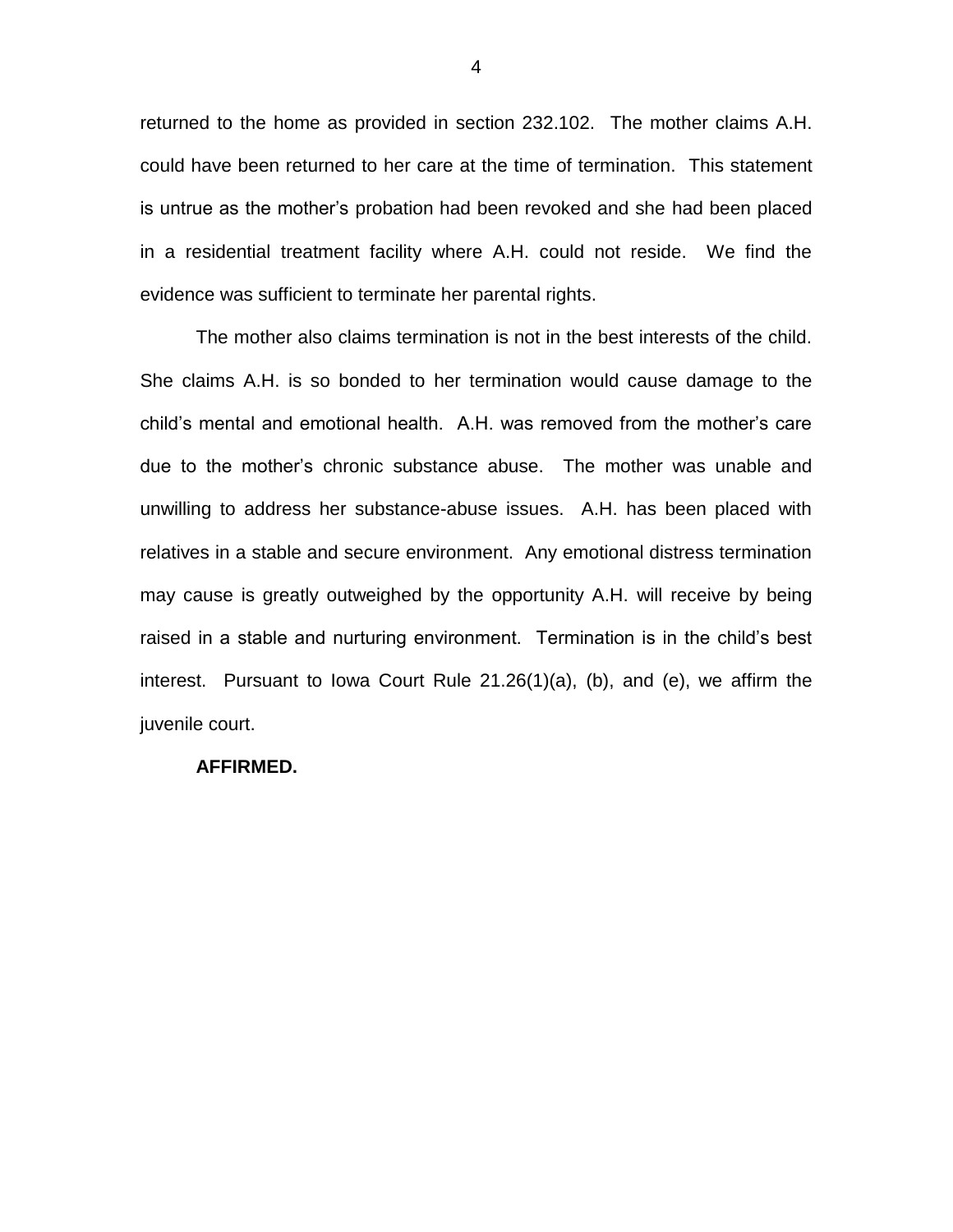returned to the home as provided in section 232.102. The mother claims A.H. could have been returned to her care at the time of termination. This statement is untrue as the mother's probation had been revoked and she had been placed in a residential treatment facility where A.H. could not reside. We find the evidence was sufficient to terminate her parental rights.

The mother also claims termination is not in the best interests of the child. She claims A.H. is so bonded to her termination would cause damage to the child's mental and emotional health. A.H. was removed from the mother's care due to the mother's chronic substance abuse. The mother was unable and unwilling to address her substance-abuse issues. A.H. has been placed with relatives in a stable and secure environment. Any emotional distress termination may cause is greatly outweighed by the opportunity A.H. will receive by being raised in a stable and nurturing environment. Termination is in the child's best interest. Pursuant to Iowa Court Rule 21.26(1)(a), (b), and (e), we affirm the juvenile court.

**AFFIRMED.**